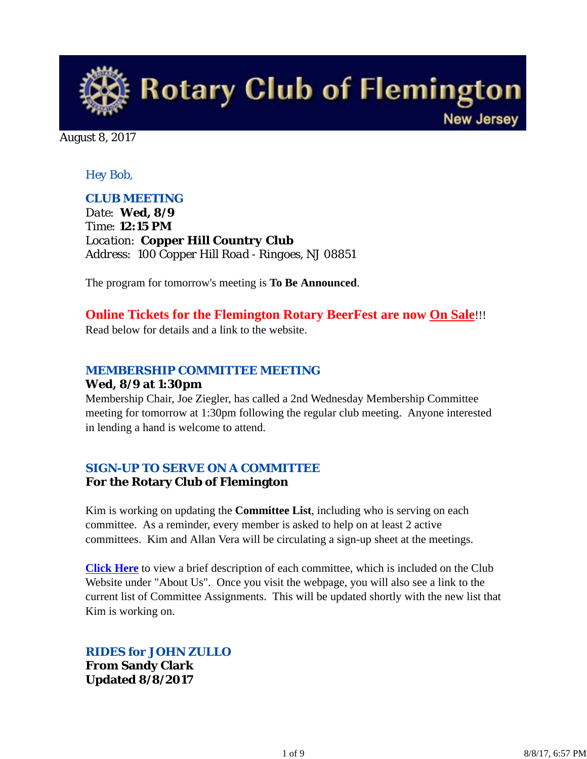# Rotary Club of Flemington
New Jersey

August 8, 2017

Hey Bob,

### CLUB MEETING

Date: **Wed, 8/9**
Time: **12:15 PM**
Location: **Copper Hill Country Club**
Address: 100 Copper Hill Road - Ringoes, NJ 08851

The program for tomorrow's meeting is **To Be Announced**.

**Online Tickets for the Flemington Rotary BeerFest are now On Sale!!!**
Read below for details and a link to the website.

### MEMBERSHIP COMMITTEE MEETING

**Wed, 8/9 at 1:30pm**

Membership Chair, Joe Ziegler, has called a 2nd Wednesday Membership Committee meeting for tomorrow at 1:30pm following the regular club meeting. Anyone interested in lending a hand is welcome to attend.

### SIGN-UP TO SERVE ON A COMMITTEE

**For the Rotary Club of Flemington**

Kim is working on updating the **Committee List**, including who is serving on each committee. As a reminder, every member is asked to help on at least 2 active committees. Kim and Allan Vera will be circulating a sign-up sheet at the meetings.

**Click Here** to view a brief description of each committee, which is included on the Club Website under "About Us". Once you visit the webpage, you will also see a link to the current list of Committee Assignments. This will be updated shortly with the new list that Kim is working on.

### RIDES for JOHN ZULLO

**From Sandy Clark**
**Updated 8/8/2017**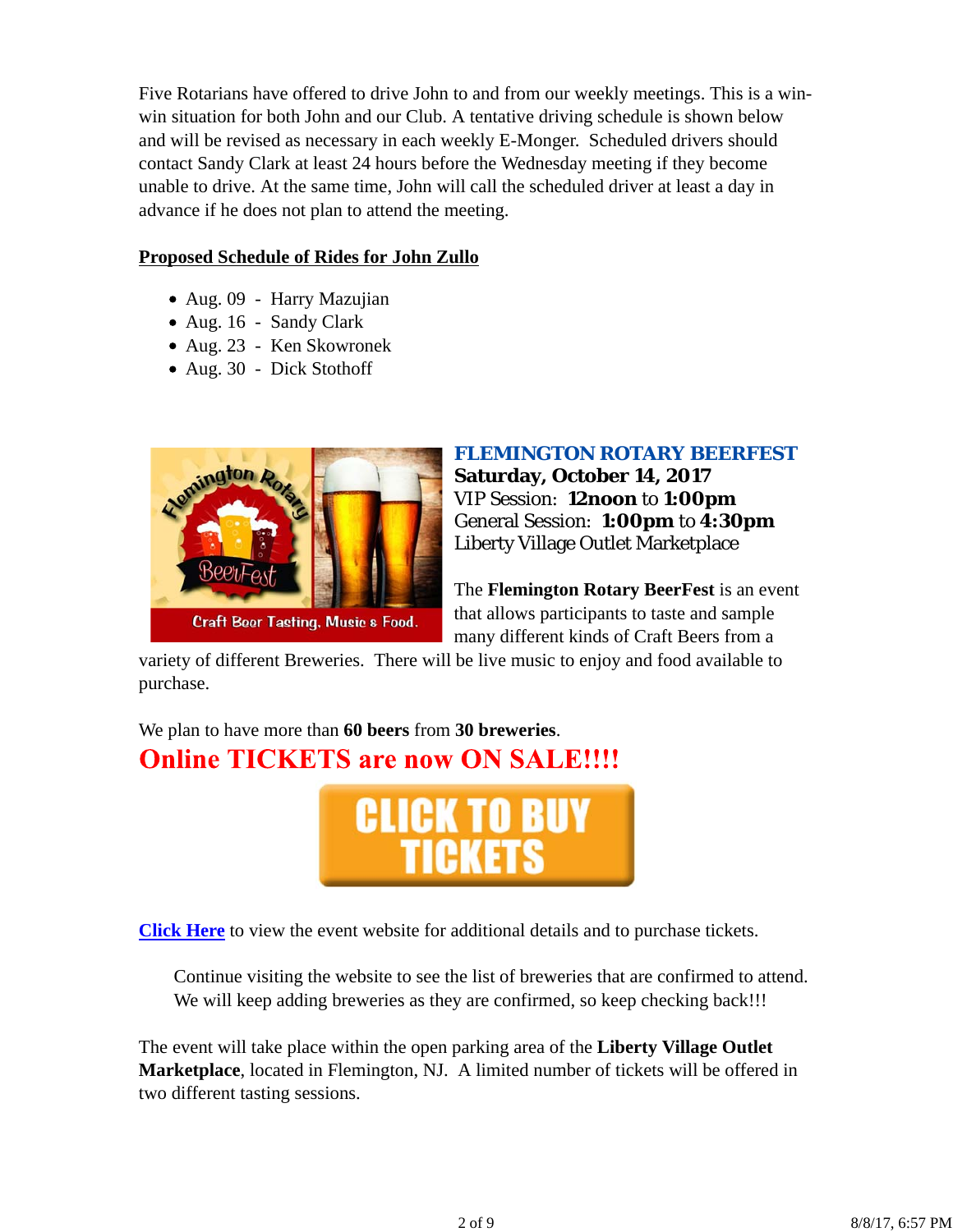Five Rotarians have offered to drive John to and from our weekly meetings. This is a win-win situation for both John and our Club. A tentative driving schedule is shown below and will be revised as necessary in each weekly E-Monger. Scheduled drivers should contact Sandy Clark at least 24 hours before the Wednesday meeting if they become unable to drive. At the same time, John will call the scheduled driver at least a day in advance if he does not plan to attend the meeting.

**Proposed Schedule of Rides for John Zullo**

- Aug. 09 - Harry Mazujian
- Aug. 16 - Sandy Clark
- Aug. 23 - Ken Skowronek
- Aug. 30 - Dick Stothoff

## FLEMINGTON ROTARY BEERFEST

**Saturday, October 14, 2017**
VIP Session: **12noon** to **1:00pm**
General Session: **1:00pm** to **4:30pm**
Liberty Village Outlet Marketplace

The **Flemington Rotary BeerFest** is an event that allows participants to taste and sample many different kinds of Craft Beers from a variety of different Breweries. There will be live music to enjoy and food available to purchase.

We plan to have more than **60 beers** from **30 breweries**.

**Online TICKETS are now ON SALE!!!!**

CLICK TO BUY TICKETS

Click Here to view the event website for additional details and to purchase tickets.

> Continue visiting the website to see the list of breweries that are confirmed to attend. We will keep adding breweries as they are confirmed, so keep checking back!!!

The event will take place within the open parking area of the **Liberty Village Outlet Marketplace**, located in Flemington, NJ. A limited number of tickets will be offered in two different tasting sessions.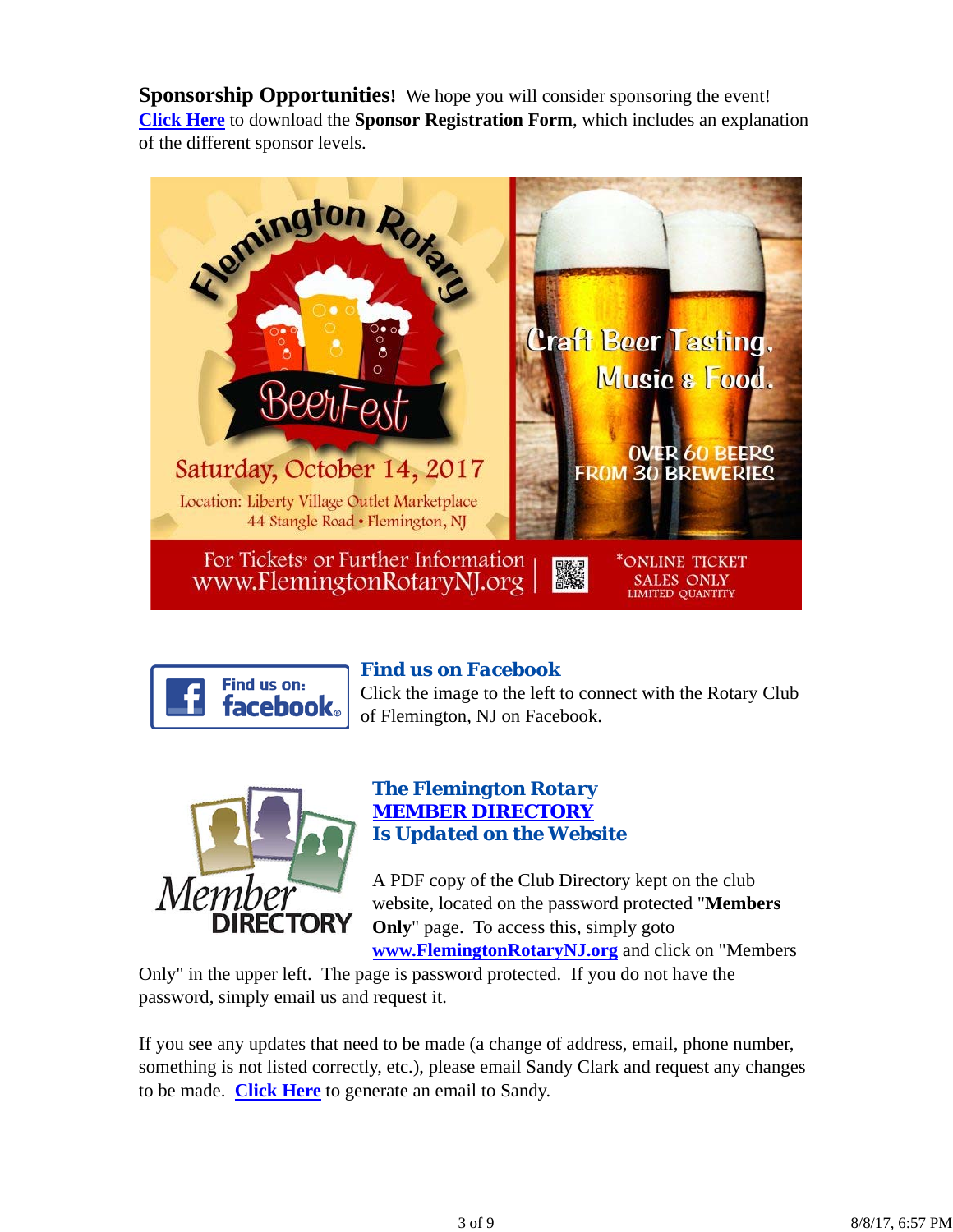**Sponsorship Opportunities!** We hope you will consider sponsoring the event! **Click Here** to download the **Sponsor Registration Form**, which includes an explanation of the different sponsor levels.

Flemington Rotary BeerFest

Saturday, October 14, 2017

Location: Liberty Village Outlet Marketplace
44 Stangle Road • Flemington, NJ

Craft Beer Tasting, Music & Food.

OVER 60 BEERS FROM 30 BREWERIES

For Tickets* or Further Information
www.FlemingtonRotaryNJ.org

*ONLINE TICKET SALES ONLY
LIMITED QUANTITY

Find us on: facebook

### Find us on Facebook

Click the image to the left to connect with the Rotary Club of Flemington, NJ on Facebook.

Member DIRECTORY

### The Flemington Rotary MEMBER DIRECTORY Is Updated on the Website

A PDF copy of the Club Directory kept on the club website, located on the password protected "**Members Only**" page. To access this, simply goto **www.FlemingtonRotaryNJ.org** and click on "Members Only" in the upper left. The page is password protected. If you do not have the password, simply email us and request it.

If you see any updates that need to be made (a change of address, email, phone number, something is not listed correctly, etc.), please email Sandy Clark and request any changes to be made. **Click Here** to generate an email to Sandy.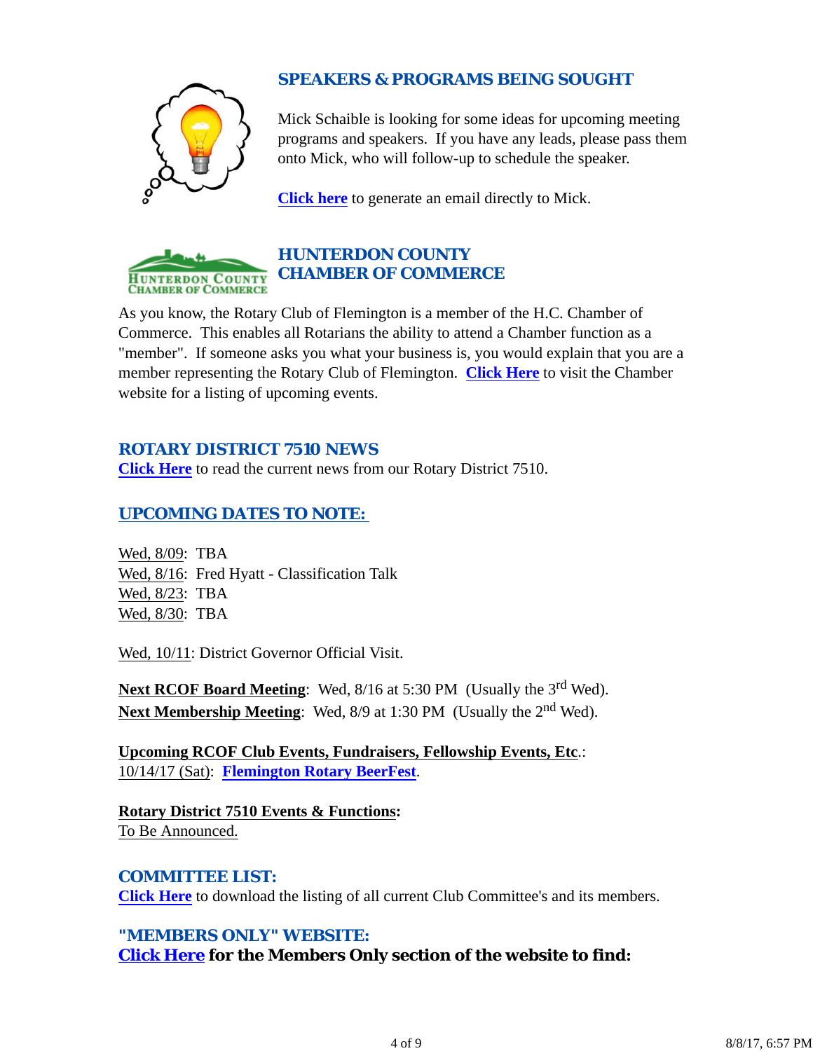## SPEAKERS & PROGRAMS BEING SOUGHT

Mick Schaible is looking for some ideas for upcoming meeting programs and speakers. If you have any leads, please pass them onto Mick, who will follow-up to schedule the speaker.

**Click here** to generate an email directly to Mick.

## HUNTERDON COUNTY CHAMBER OF COMMERCE

As you know, the Rotary Club of Flemington is a member of the H.C. Chamber of Commerce. This enables all Rotarians the ability to attend a Chamber function as a "member". If someone asks you what your business is, you would explain that you are a member representing the Rotary Club of Flemington. **Click Here** to visit the Chamber website for a listing of upcoming events.

## ROTARY DISTRICT 7510 NEWS

**Click Here** to read the current news from our Rotary District 7510.

## UPCOMING DATES TO NOTE:

Wed, 8/09: TBA
Wed, 8/16: Fred Hyatt - Classification Talk
Wed, 8/23: TBA
Wed, 8/30: TBA

Wed, 10/11: District Governor Official Visit.

**Next RCOF Board Meeting**: Wed, 8/16 at 5:30 PM (Usually the 3rd Wed).
**Next Membership Meeting**: Wed, 8/9 at 1:30 PM (Usually the 2nd Wed).

**Upcoming RCOF Club Events, Fundraisers, Fellowship Events, Etc**.:
10/14/17 (Sat): **Flemington Rotary BeerFest**.

**Rotary District 7510 Events & Functions:**
To Be Announced.

## COMMITTEE LIST:

**Click Here** to download the listing of all current Club Committee's and its members.

## "MEMBERS ONLY" WEBSITE:

**Click Here for the Members Only section of the website to find:**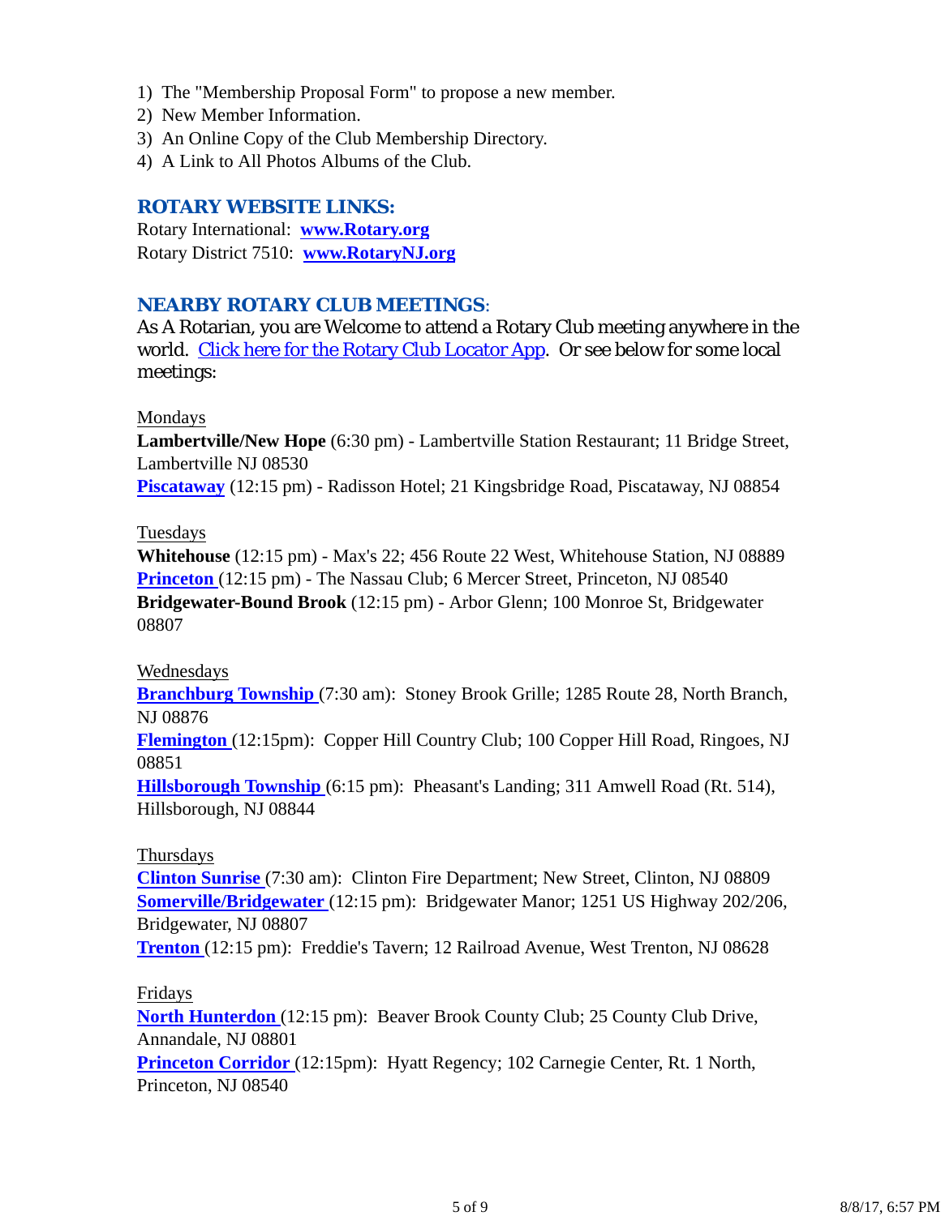1) The "Membership Proposal Form" to propose a new member.
2) New Member Information.
3) An Online Copy of the Club Membership Directory.
4) A Link to All Photos Albums of the Club.

## ROTARY WEBSITE LINKS:

Rotary International: **www.Rotary.org**
Rotary District 7510: **www.RotaryNJ.org**

## NEARBY ROTARY CLUB MEETINGS:

As A Rotarian, you are Welcome to attend a Rotary Club meeting anywhere in the world. Click here for the Rotary Club Locator App. Or see below for some local meetings:

Mondays

**Lambertville/New Hope** (6:30 pm) - Lambertville Station Restaurant; 11 Bridge Street, Lambertville NJ 08530
**Piscataway** (12:15 pm) - Radisson Hotel; 21 Kingsbridge Road, Piscataway, NJ 08854

Tuesdays

**Whitehouse** (12:15 pm) - Max's 22; 456 Route 22 West, Whitehouse Station, NJ 08889
**Princeton** (12:15 pm) - The Nassau Club; 6 Mercer Street, Princeton, NJ 08540
**Bridgewater-Bound Brook** (12:15 pm) - Arbor Glenn; 100 Monroe St, Bridgewater 08807

Wednesdays

**Branchburg Township** (7:30 am): Stoney Brook Grille; 1285 Route 28, North Branch, NJ 08876
**Flemington** (12:15pm): Copper Hill Country Club; 100 Copper Hill Road, Ringoes, NJ 08851
**Hillsborough Township** (6:15 pm): Pheasant's Landing; 311 Amwell Road (Rt. 514), Hillsborough, NJ 08844

Thursdays

**Clinton Sunrise** (7:30 am): Clinton Fire Department; New Street, Clinton, NJ 08809
**Somerville/Bridgewater** (12:15 pm): Bridgewater Manor; 1251 US Highway 202/206, Bridgewater, NJ 08807
**Trenton** (12:15 pm): Freddie's Tavern; 12 Railroad Avenue, West Trenton, NJ 08628

Fridays

**North Hunterdon** (12:15 pm): Beaver Brook County Club; 25 County Club Drive, Annandale, NJ 08801
**Princeton Corridor** (12:15pm): Hyatt Regency; 102 Carnegie Center, Rt. 1 North, Princeton, NJ 08540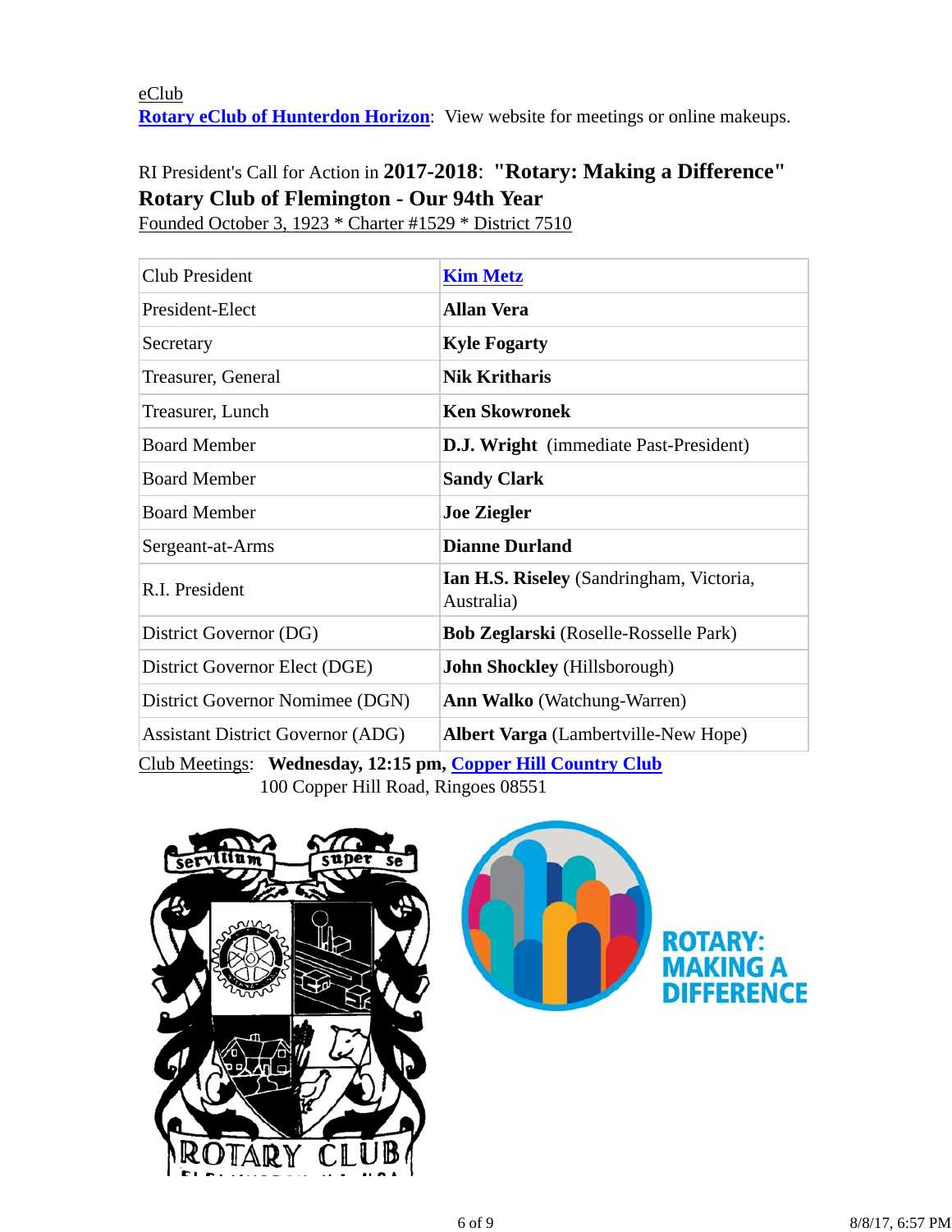eClub
**Rotary eClub of Hunterdon Horizon**: View website for meetings or online makeups.

RI President's Call for Action in **2017-2018**: **"Rotary: Making a Difference"**
**Rotary Club of Flemington - Our 94th Year**
Founded October 3, 1923 * Charter #1529 * District 7510

| | |
|---|---|
| Club President | **Kim Metz** |
| President-Elect | **Allan Vera** |
| Secretary | **Kyle Fogarty** |
| Treasurer, General | **Nik Kritharis** |
| Treasurer, Lunch | **Ken Skowronek** |
| Board Member | **D.J. Wright** (immediate Past-President) |
| Board Member | **Sandy Clark** |
| Board Member | **Joe Ziegler** |
| Sergeant-at-Arms | **Dianne Durland** |
| R.I. President | **Ian H.S. Riseley** (Sandringham, Victoria, Australia) |
| District Governor (DG) | **Bob Zeglarski** (Roselle-Rosselle Park) |
| District Governor Elect (DGE) | **John Shockley** (Hillsborough) |
| District Governor Nominee (DGN) | **Ann Walko** (Watchung-Warren) |
| Assistant District Governor (ADG) | **Albert Varga** (Lambertville-New Hope) |

Club Meetings: **Wednesday, 12:15 pm, Copper Hill Country Club**
100 Copper Hill Road, Ringoes 08551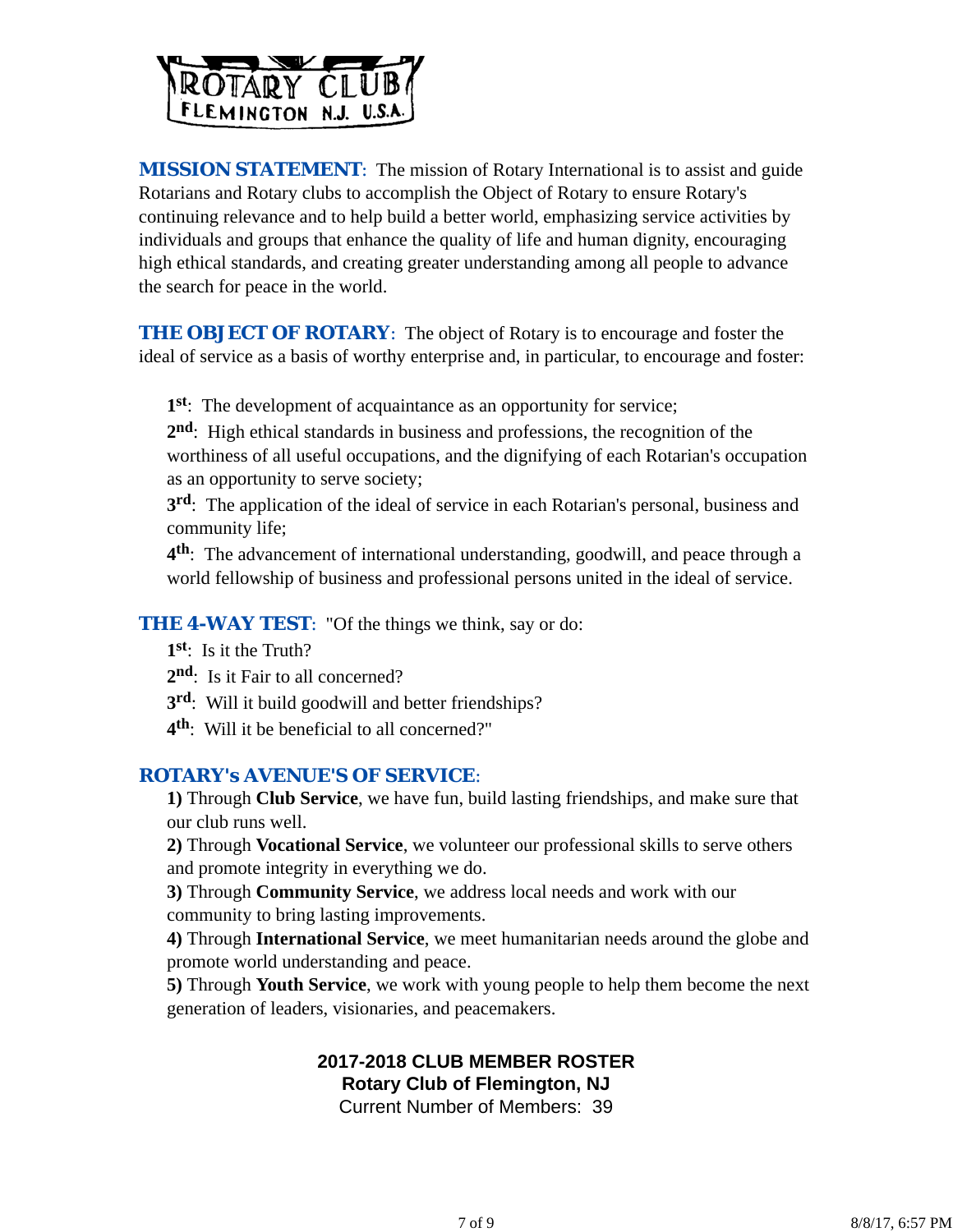**MISSION STATEMENT**: The mission of Rotary International is to assist and guide Rotarians and Rotary clubs to accomplish the Object of Rotary to ensure Rotary's continuing relevance and to help build a better world, emphasizing service activities by individuals and groups that enhance the quality of life and human dignity, encouraging high ethical standards, and creating greater understanding among all people to advance the search for peace in the world.

**THE OBJECT OF ROTARY**: The object of Rotary is to encourage and foster the ideal of service as a basis of worthy enterprise and, in particular, to encourage and foster:

**1st**: The development of acquaintance as an opportunity for service;
**2nd**: High ethical standards in business and professions, the recognition of the worthiness of all useful occupations, and the dignifying of each Rotarian's occupation as an opportunity to serve society;
**3rd**: The application of the ideal of service in each Rotarian's personal, business and community life;
**4th**: The advancement of international understanding, goodwill, and peace through a world fellowship of business and professional persons united in the ideal of service.

**THE 4-WAY TEST**: "Of the things we think, say or do:

**1st**: Is it the Truth?
**2nd**: Is it Fair to all concerned?
**3rd**: Will it build goodwill and better friendships?
**4th**: Will it be beneficial to all concerned?"

**ROTARY's AVENUE'S OF SERVICE**:

**1)** Through **Club Service**, we have fun, build lasting friendships, and make sure that our club runs well.
**2)** Through **Vocational Service**, we volunteer our professional skills to serve others and promote integrity in everything we do.
**3)** Through **Community Service**, we address local needs and work with our community to bring lasting improvements.
**4)** Through **International Service**, we meet humanitarian needs around the globe and promote world understanding and peace.
**5)** Through **Youth Service**, we work with young people to help them become the next generation of leaders, visionaries, and peacemakers.

**2017-2018 CLUB MEMBER ROSTER**
**Rotary Club of Flemington, NJ**
Current Number of Members: 39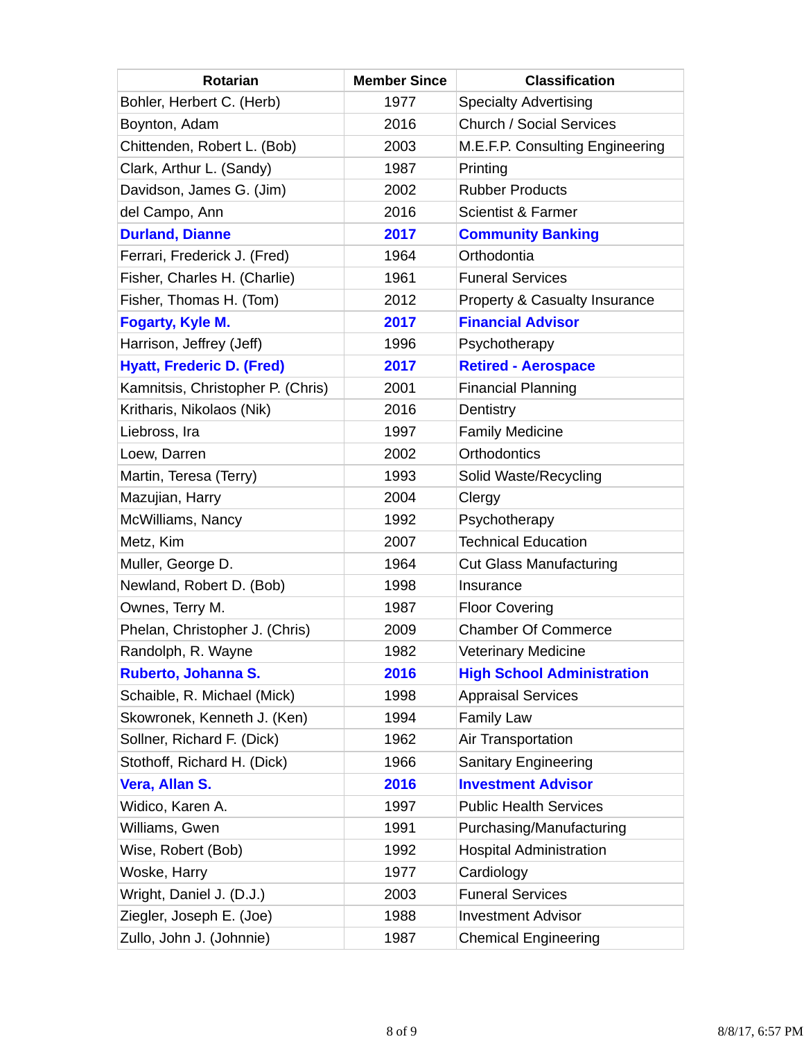| Rotarian | Member Since | Classification |
|---|---|---|
| Bohler, Herbert C. (Herb) | 1977 | Specialty Advertising |
| Boynton, Adam | 2016 | Church / Social Services |
| Chittenden, Robert L. (Bob) | 2003 | M.E.F.P. Consulting Engineering |
| Clark, Arthur L. (Sandy) | 1987 | Printing |
| Davidson, James G. (Jim) | 2002 | Rubber Products |
| del Campo, Ann | 2016 | Scientist & Farmer |
| **Durland, Dianne** | **2017** | **Community Banking** |
| Ferrari, Frederick J. (Fred) | 1964 | Orthodontia |
| Fisher, Charles H. (Charlie) | 1961 | Funeral Services |
| Fisher, Thomas H. (Tom) | 2012 | Property & Casualty Insurance |
| **Fogarty, Kyle M.** | **2017** | **Financial Advisor** |
| Harrison, Jeffrey (Jeff) | 1996 | Psychotherapy |
| **Hyatt, Frederic D. (Fred)** | **2017** | **Retired - Aerospace** |
| Kamnitsis, Christopher P. (Chris) | 2001 | Financial Planning |
| Kritharis, Nikolaos (Nik) | 2016 | Dentistry |
| Liebross, Ira | 1997 | Family Medicine |
| Loew, Darren | 2002 | Orthodontics |
| Martin, Teresa (Terry) | 1993 | Solid Waste/Recycling |
| Mazujian, Harry | 2004 | Clergy |
| McWilliams, Nancy | 1992 | Psychotherapy |
| Metz, Kim | 2007 | Technical Education |
| Muller, George D. | 1964 | Cut Glass Manufacturing |
| Newland, Robert D. (Bob) | 1998 | Insurance |
| Ownes, Terry M. | 1987 | Floor Covering |
| Phelan, Christopher J. (Chris) | 2009 | Chamber Of Commerce |
| Randolph, R. Wayne | 1982 | Veterinary Medicine |
| **Ruberto, Johanna S.** | **2016** | **High School Administration** |
| Schaible, R. Michael (Mick) | 1998 | Appraisal Services |
| Skowronek, Kenneth J. (Ken) | 1994 | Family Law |
| Sollner, Richard F. (Dick) | 1962 | Air Transportation |
| Stothoff, Richard H. (Dick) | 1966 | Sanitary Engineering |
| **Vera, Allan S.** | **2016** | **Investment Advisor** |
| Widico, Karen A. | 1997 | Public Health Services |
| Williams, Gwen | 1991 | Purchasing/Manufacturing |
| Wise, Robert (Bob) | 1992 | Hospital Administration |
| Woske, Harry | 1977 | Cardiology |
| Wright, Daniel J. (D.J.) | 2003 | Funeral Services |
| Ziegler, Joseph E. (Joe) | 1988 | Investment Advisor |
| Zullo, John J. (Johnnie) | 1987 | Chemical Engineering |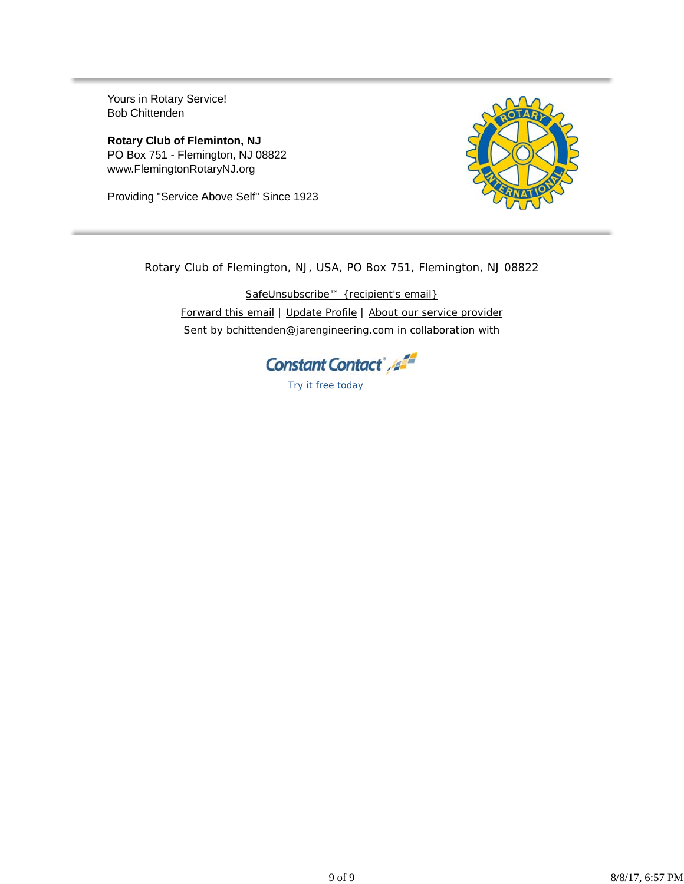Yours in Rotary Service!
Bob Chittenden

**Rotary Club of Fleminton, NJ**
PO Box 751 - Flemington, NJ 08822
www.FlemingtonRotaryNJ.org

Providing "Service Above Self" Since 1923

Rotary Club of Flemington, NJ, USA, PO Box 751, Flemington, NJ 08822

SafeUnsubscribe™ {recipient's email}

Forward this email | Update Profile | About our service provider

Sent by bchittenden@jarengineering.com in collaboration with

Constant Contact

Try it free today